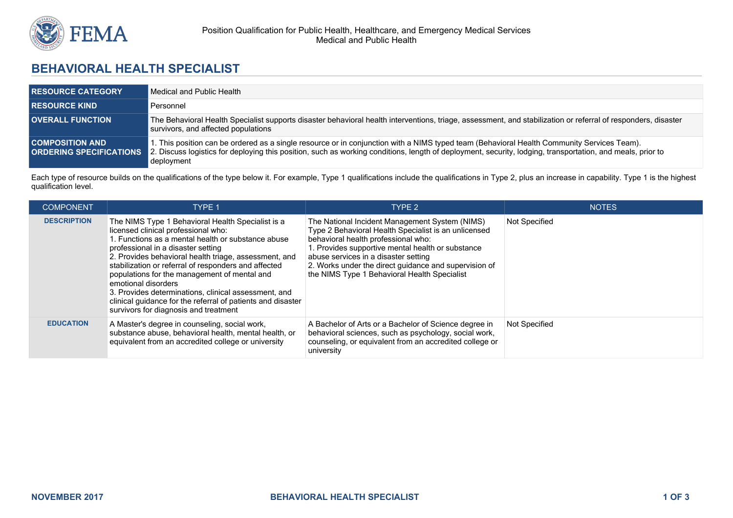Position Qualification for Public Health, Healthcare, and Emergency Medical Services
Medical and Public Health

# BEHAVIORAL HEALTH SPECIALIST

| | |
|---|---|
| **RESOURCE CATEGORY** | Medical and Public Health |
| **RESOURCE KIND** | Personnel |
| **OVERALL FUNCTION** | The Behavioral Health Specialist supports disaster behavioral health interventions, triage, assessment, and stabilization or referral of responders, disaster survivors, and affected populations |
| **COMPOSITION AND ORDERING SPECIFICATIONS** | 1. This position can be ordered as a single resource or in conjunction with a NIMS typed team (Behavioral Health Community Services Team).<br>2. Discuss logistics for deploying this position, such as working conditions, length of deployment, security, lodging, transportation, and meals, prior to deployment |

Each type of resource builds on the qualifications of the type below it. For example, Type 1 qualifications include the qualifications in Type 2, plus an increase in capability. Type 1 is the highest qualification level.

| COMPONENT | TYPE 1 | TYPE 2 | NOTES |
|---|---|---|---|
| **DESCRIPTION** | The NIMS Type 1 Behavioral Health Specialist is a licensed clinical professional who:<br>1. Functions as a mental health or substance abuse professional in a disaster setting<br>2. Provides behavioral health triage, assessment, and stabilization or referral of responders and affected populations for the management of mental and emotional disorders<br>3. Provides determinations, clinical assessment, and clinical guidance for the referral of patients and disaster survivors for diagnosis and treatment | The National Incident Management System (NIMS) Type 2 Behavioral Health Specialist is an unlicensed behavioral health professional who:<br>1. Provides supportive mental health or substance abuse services in a disaster setting<br>2. Works under the direct guidance and supervision of the NIMS Type 1 Behavioral Health Specialist | Not Specified |
| **EDUCATION** | A Master's degree in counseling, social work, substance abuse, behavioral health, mental health, or equivalent from an accredited college or university | A Bachelor of Arts or a Bachelor of Science degree in behavioral sciences, such as psychology, social work, counseling, or equivalent from an accredited college or university | Not Specified |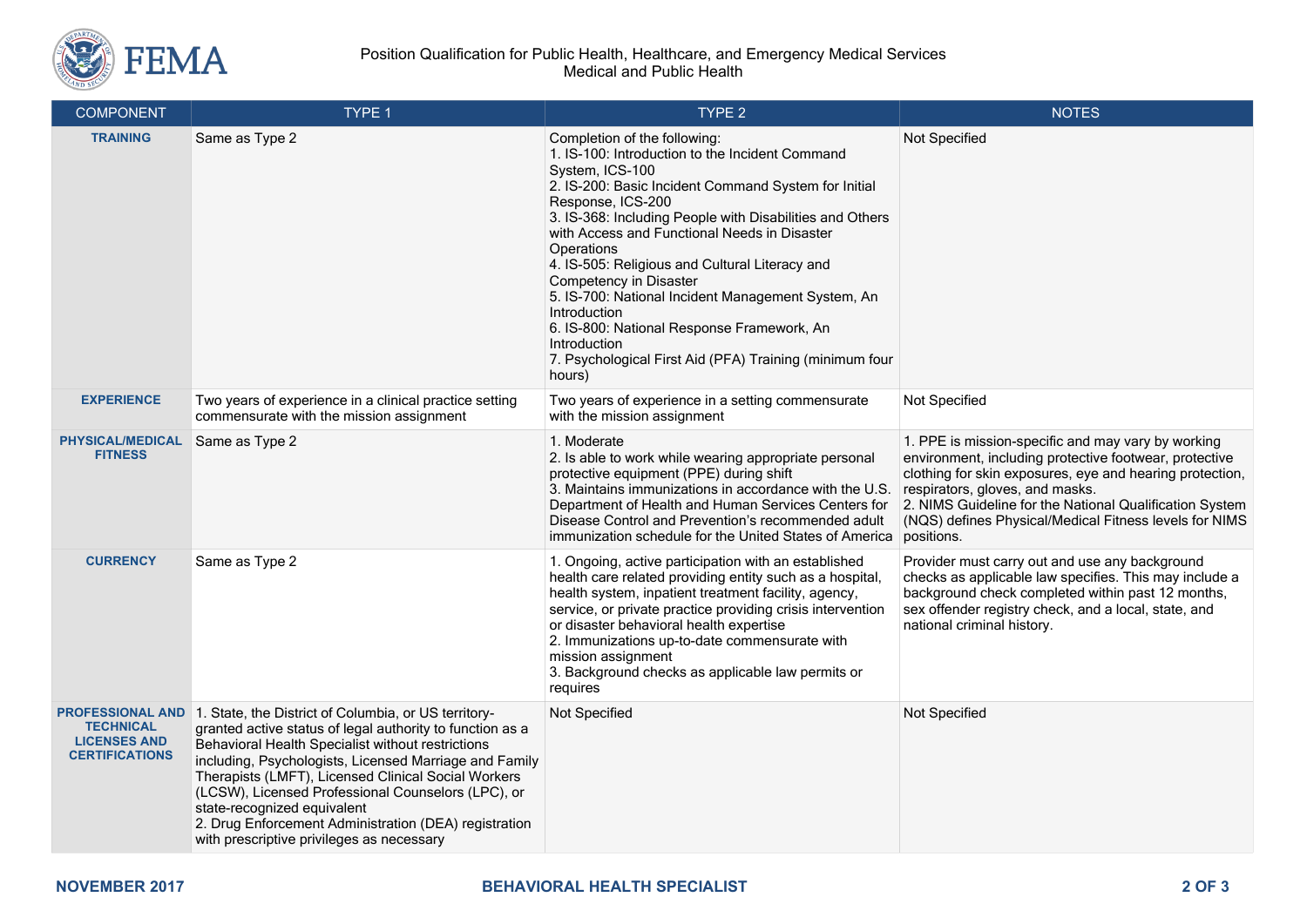| COMPONENT | TYPE 1 | TYPE 2 | NOTES |
|---|---|---|---|
| **TRAINING** | Same as Type 2 | Completion of the following:<br>1. IS-100: Introduction to the Incident Command System, ICS-100<br>2. IS-200: Basic Incident Command System for Initial Response, ICS-200<br>3. IS-368: Including People with Disabilities and Others with Access and Functional Needs in Disaster Operations<br>4. IS-505: Religious and Cultural Literacy and Competency in Disaster<br>5. IS-700: National Incident Management System, An Introduction<br>6. IS-800: National Response Framework, An Introduction<br>7. Psychological First Aid (PFA) Training (minimum four hours) | Not Specified |
| **EXPERIENCE** | Two years of experience in a clinical practice setting commensurate with the mission assignment | Two years of experience in a setting commensurate with the mission assignment | Not Specified |
| **PHYSICAL/MEDICAL FITNESS** | Same as Type 2 | 1. Moderate<br>2. Is able to work while wearing appropriate personal protective equipment (PPE) during shift<br>3. Maintains immunizations in accordance with the U.S. Department of Health and Human Services Centers for Disease Control and Prevention's recommended adult immunization schedule for the United States of America | 1. PPE is mission-specific and may vary by working environment, including protective footwear, protective clothing for skin exposures, eye and hearing protection, respirators, gloves, and masks.<br>2. NIMS Guideline for the National Qualification System (NQS) defines Physical/Medical Fitness levels for NIMS positions. |
| **CURRENCY** | Same as Type 2 | 1. Ongoing, active participation with an established health care related providing entity such as a hospital, health system, inpatient treatment facility, agency, service, or private practice providing crisis intervention or disaster behavioral health expertise<br>2. Immunizations up-to-date commensurate with mission assignment<br>3. Background checks as applicable law permits or requires | Provider must carry out and use any background checks as applicable law specifies. This may include a background check completed within past 12 months, sex offender registry check, and a local, state, and national criminal history. |
| **PROFESSIONAL AND TECHNICAL LICENSES AND CERTIFICATIONS** | 1. State, the District of Columbia, or US territory-granted active status of legal authority to function as a Behavioral Health Specialist without restrictions including, Psychologists, Licensed Marriage and Family Therapists (LMFT), Licensed Clinical Social Workers (LCSW), Licensed Professional Counselors (LPC), or state-recognized equivalent<br>2. Drug Enforcement Administration (DEA) registration with prescriptive privileges as necessary | Not Specified | Not Specified |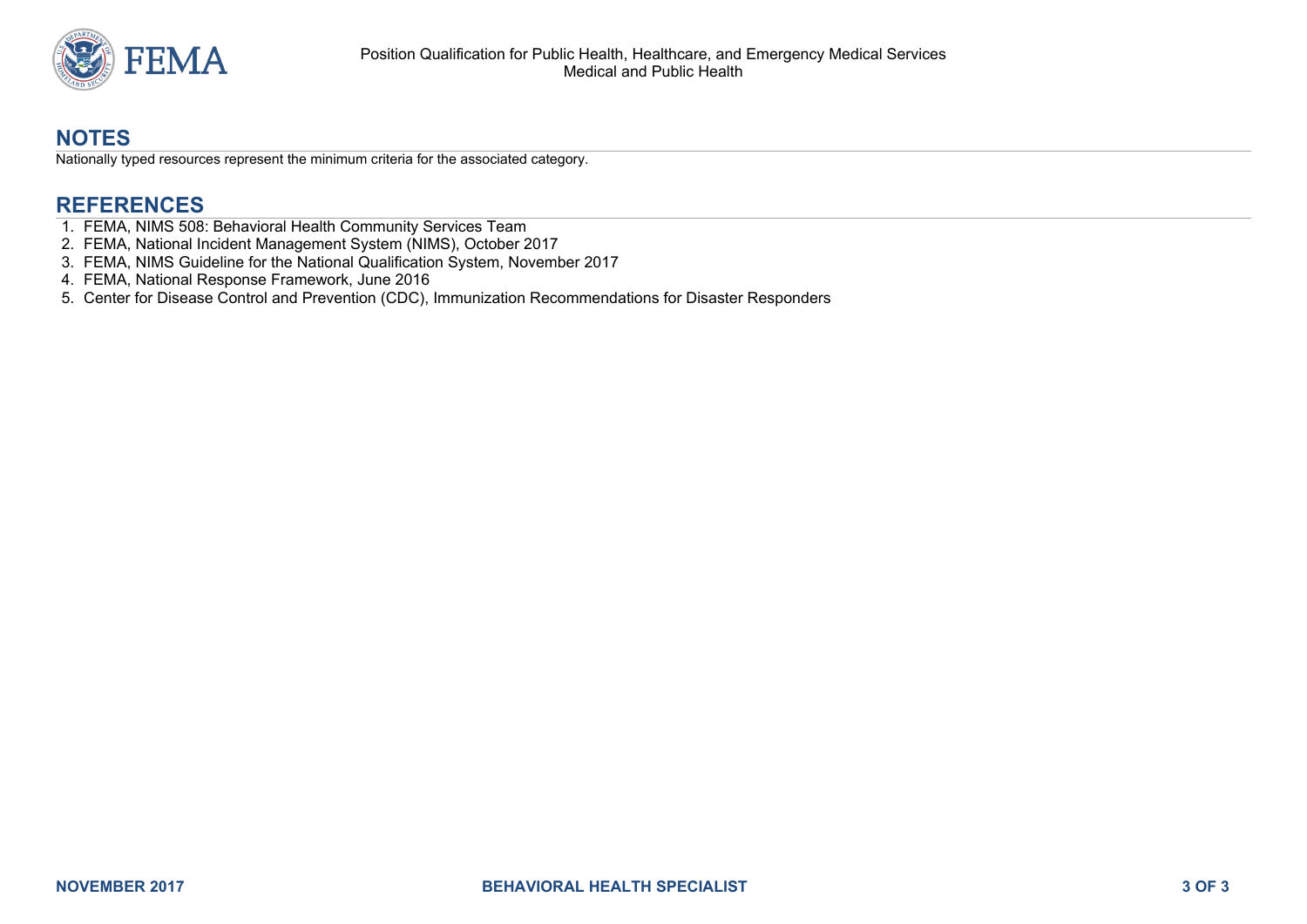## NOTES

Nationally typed resources represent the minimum criteria for the associated category.

## REFERENCES

1. FEMA, NIMS 508: Behavioral Health Community Services Team
2. FEMA, National Incident Management System (NIMS), October 2017
3. FEMA, NIMS Guideline for the National Qualification System, November 2017
4. FEMA, National Response Framework, June 2016
5. Center for Disease Control and Prevention (CDC), Immunization Recommendations for Disaster Responders